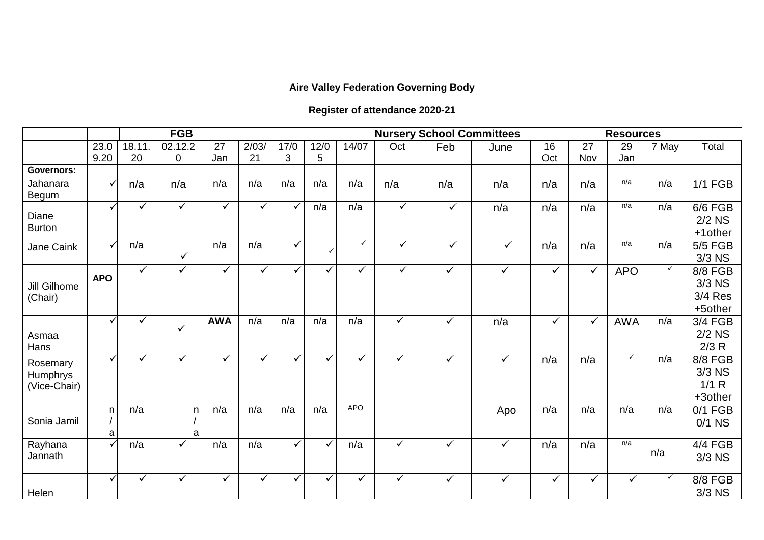**Aire Valley Federation Governing Body**

**Register of attendance 2020-21**

| | | FGB | | | | | | | Nursery School Committees | | | | Resources | | | | |
|---|---|---|---|---|---|---|---|---|---|---|---|---|---|---|---|---|---|
| | 23.09.20 | 18.11.20 | 02.12.20 | 27 Jan | 2/03/21 | 17/03 | 12/05 | 14/07 | Oct | | Feb | June | 16 Oct | 27 Nov | 29 Jan | 7 May | Total |
| **Governors:** | | | | | | | | | | | | | | | | | |
| Jahanara Begum | ✓ | n/a | n/a | n/a | n/a | n/a | n/a | n/a | n/a | | n/a | n/a | n/a | n/a | n/a | n/a | 1/1 FGB |
| Diane Burton | ✓ | ✓ | ✓ | ✓ | ✓ | ✓ | n/a | n/a | ✓ | | ✓ | n/a | n/a | n/a | n/a | n/a | 6/6 FGB 2/2 NS +1other |
| Jane Caink | ✓ | n/a | ✓ | n/a | n/a | ✓ | ✓ | ✓ | ✓ | | ✓ | ✓ | n/a | n/a | n/a | n/a | 5/5 FGB 3/3 NS |
| Jill Gilhome (Chair) | **APO** | ✓ | ✓ | ✓ | ✓ | ✓ | ✓ | ✓ | ✓ | | ✓ | ✓ | ✓ | ✓ | APO | ✓ | 8/8 FGB 3/3 NS 3/4 Res +5other |
| Asmaa Hans | ✓ | ✓ | ✓ | **AWA** | n/a | n/a | n/a | n/a | ✓ | | ✓ | n/a | ✓ | ✓ | AWA | n/a | 3/4 FGB 2/2 NS 2/3 R |
| Rosemary Humphrys (Vice-Chair) | ✓ | ✓ | ✓ | ✓ | ✓ | ✓ | ✓ | ✓ | ✓ | | ✓ | ✓ | n/a | n/a | ✓ | n/a | 8/8 FGB 3/3 NS 1/1 R +3other |
| Sonia Jamil | n/a | n/a | n/a | n/a | n/a | n/a | n/a | APO | | | | Apo | n/a | n/a | n/a | n/a | 0/1 FGB 0/1 NS |
| Rayhana Jannath | ✓ | n/a | ✓ | n/a | n/a | ✓ | ✓ | n/a | ✓ | | ✓ | ✓ | n/a | n/a | n/a | n/a | 4/4 FGB 3/3 NS |
| Helen | ✓ | ✓ | ✓ | ✓ | ✓ | ✓ | ✓ | ✓ | ✓ | | ✓ | ✓ | ✓ | ✓ | ✓ | ✓ | 8/8 FGB 3/3 NS |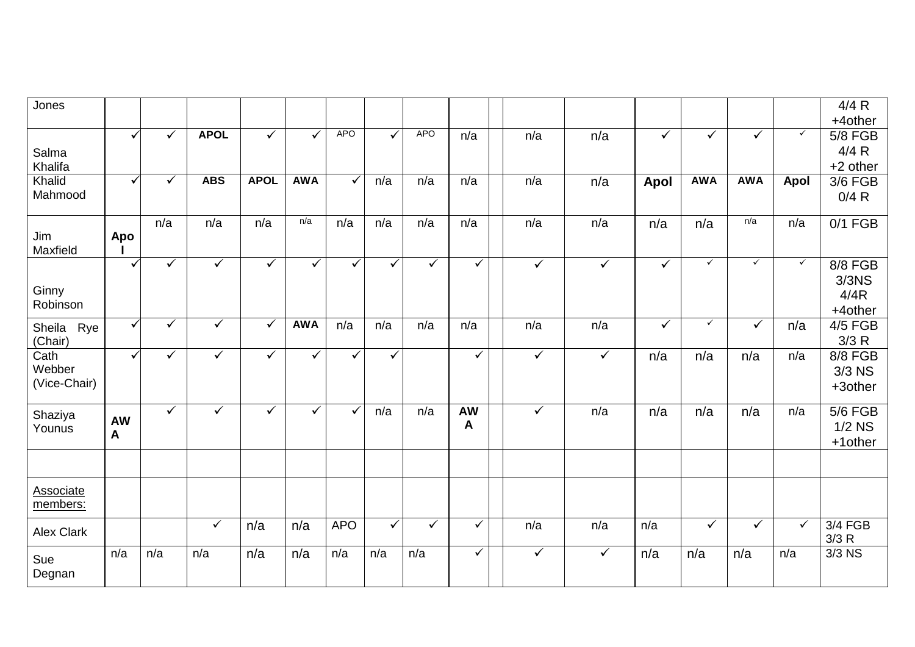| | | | | | | | | | | | | | | | | |
|---|---|---|---|---|---|---|---|---|---|---|---|---|---|---|---|---|
| Jones | | | | | | | | | | | | | | | | 4/4 R +4other |
| Salma Khalifa | ✓ | ✓ | APOL | ✓ | ✓ | APO | ✓ | APO | n/a | | n/a | n/a | ✓ | ✓ | ✓ | ✓ | 5/8 FGB 4/4 R +2 other |
| Khalid Mahmood | ✓ | ✓ | ABS | APOL | AWA | ✓ | n/a | n/a | n/a | | n/a | n/a | Apol | AWA | AWA | Apol | 3/6 FGB 0/4 R |
| Jim Maxfield | Apol | n/a | n/a | n/a | n/a | n/a | n/a | n/a | n/a | | n/a | n/a | n/a | n/a | n/a | n/a | 0/1 FGB |
| Ginny Robinson | ✓ | ✓ | ✓ | ✓ | ✓ | ✓ | ✓ | ✓ | ✓ | | ✓ | ✓ | ✓ | ✓ | ✓ | ✓ | 8/8 FGB 3/3NS 4/4R +4other |
| Sheila Rye (Chair) | ✓ | ✓ | ✓ | ✓ | AWA | n/a | n/a | n/a | n/a | | n/a | n/a | ✓ | ✓ | ✓ | n/a | 4/5 FGB 3/3 R |
| Cath Webber (Vice-Chair) | ✓ | ✓ | ✓ | ✓ | ✓ | ✓ | ✓ | | ✓ | | ✓ | ✓ | n/a | n/a | n/a | n/a | 8/8 FGB 3/3 NS +3other |
| Shaziya Younus | AWA | ✓ | ✓ | ✓ | ✓ | ✓ | n/a | n/a | AWA | | ✓ | n/a | n/a | n/a | n/a | n/a | 5/6 FGB 1/2 NS +1other |
| | | | | | | | | | | | | | | | | |
| Associate members: | | | | | | | | | | | | | | | | |
| Alex Clark | | | ✓ | n/a | n/a | APO | ✓ | ✓ | ✓ | | n/a | n/a | n/a | ✓ | ✓ | ✓ | 3/4 FGB 3/3 R |
| Sue Degnan | n/a | n/a | n/a | n/a | n/a | n/a | n/a | n/a | ✓ | | ✓ | ✓ | n/a | n/a | n/a | n/a | 3/3 NS |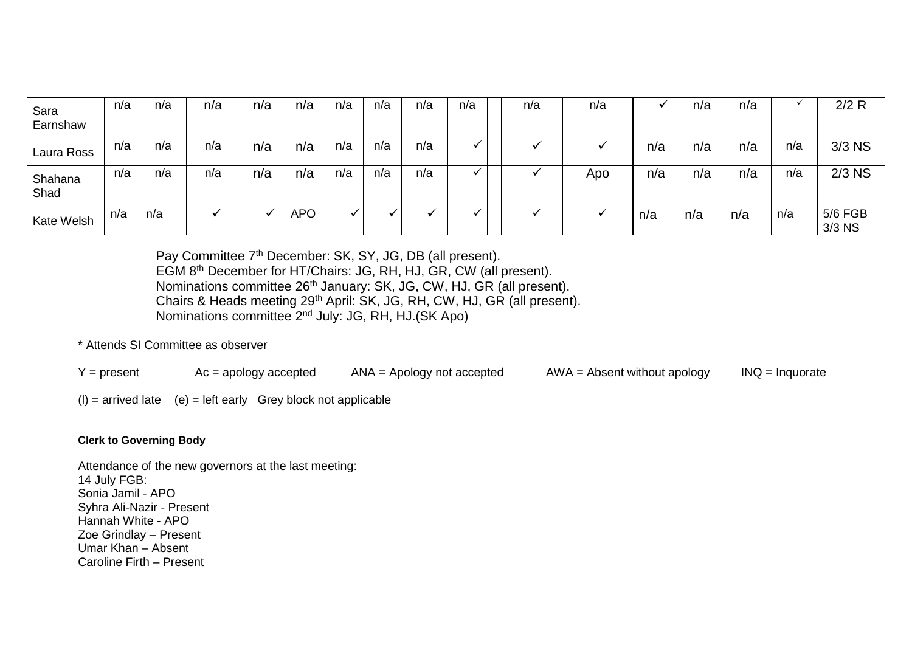| | | | | | | | | | | | | | | | | | |
|---|---|---|---|---|---|---|---|---|---|---|---|---|---|---|---|---|---|
| Sara Earnshaw | n/a | n/a | n/a | n/a | n/a | n/a | n/a | n/a | n/a | | n/a | n/a | ✓ | n/a | n/a | ✓ | 2/2 R |
| Laura Ross | n/a | n/a | n/a | n/a | n/a | n/a | n/a | n/a | ✓ | | ✓ | ✓ | n/a | n/a | n/a | n/a | 3/3 NS |
| Shahana Shad | n/a | n/a | n/a | n/a | n/a | n/a | n/a | n/a | ✓ | | ✓ | Apo | n/a | n/a | n/a | n/a | 2/3 NS |
| Kate Welsh | n/a | n/a | ✓ | ✓ | APO | ✓ | ✓ | ✓ | ✓ | | ✓ | ✓ | n/a | n/a | n/a | n/a | 5/6 FGB 3/3 NS |

Pay Committee 7th December: SK, SY, JG, DB (all present).
EGM 8th December for HT/Chairs: JG, RH, HJ, GR, CW (all present).
Nominations committee 26th January: SK, JG, CW, HJ, GR (all present).
Chairs & Heads meeting 29th April: SK, JG, RH, CW, HJ, GR (all present).
Nominations committee 2nd July: JG, RH, HJ.(SK Apo)

* Attends SI Committee as observer

Y = present Ac = apology accepted ANA = Apology not accepted AWA = Absent without apology INQ = Inquorate

(l) = arrived late (e) = left early Grey block not applicable

**Clerk to Governing Body**

Attendance of the new governors at the last meeting:
14 July FGB:
Sonia Jamil - APO
Syhra Ali-Nazir - Present
Hannah White - APO
Zoe Grindlay – Present
Umar Khan – Absent
Caroline Firth – Present